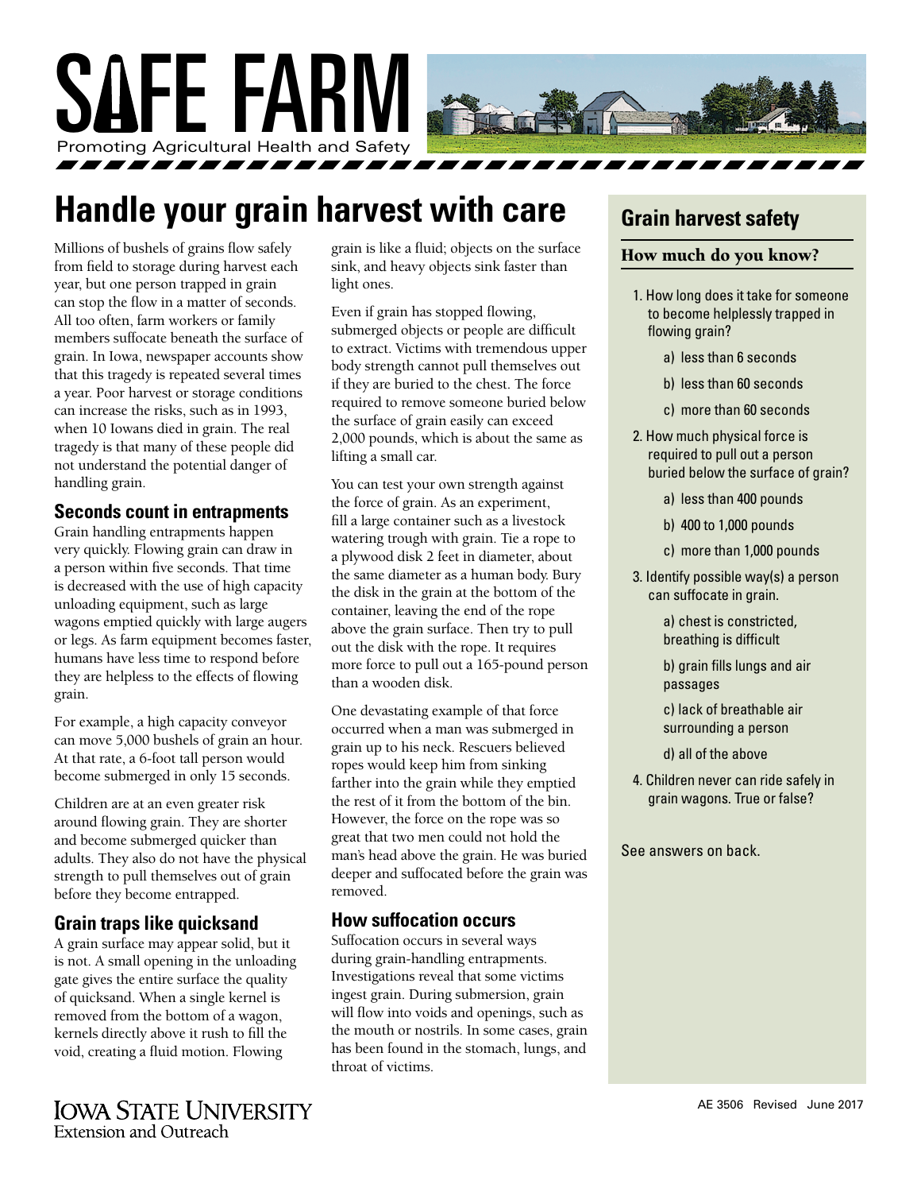# SAFE FARM

Promoting Agricultural Health and Safety

## Handle your grain harvest with care

Millions of bushels of grains flow safely from field to storage during harvest each year, but one person trapped in grain can stop the flow in a matter of seconds. All too often, farm workers or family members suffocate beneath the surface of grain. In Iowa, newspaper accounts show that this tragedy is repeated several times a year. Poor harvest or storage conditions can increase the risks, such as in 1993, when 10 Iowans died in grain. The real tragedy is that many of these people did not understand the potential danger of handling grain.

### Seconds count in entrapments

Grain handling entrapments happen very quickly. Flowing grain can draw in a person within five seconds. That time is decreased with the use of high capacity unloading equipment, such as large wagons emptied quickly with large augers or legs. As farm equipment becomes faster, humans have less time to respond before they are helpless to the effects of flowing grain.

For example, a high capacity conveyor can move 5,000 bushels of grain an hour. At that rate, a 6-foot tall person would become submerged in only 15 seconds.

Children are at an even greater risk around flowing grain. They are shorter and become submerged quicker than adults. They also do not have the physical strength to pull themselves out of grain before they become entrapped.

### Grain traps like quicksand

A grain surface may appear solid, but it is not. A small opening in the unloading gate gives the entire surface the quality of quicksand. When a single kernel is removed from the bottom of a wagon, kernels directly above it rush to fill the void, creating a fluid motion. Flowing grain is like a fluid; objects on the surface sink, and heavy objects sink faster than light ones.

Even if grain has stopped flowing, submerged objects or people are difficult to extract. Victims with tremendous upper body strength cannot pull themselves out if they are buried to the chest. The force required to remove someone buried below the surface of grain easily can exceed 2,000 pounds, which is about the same as lifting a small car.

You can test your own strength against the force of grain. As an experiment, fill a large container such as a livestock watering trough with grain. Tie a rope to a plywood disk 2 feet in diameter, about the same diameter as a human body. Bury the disk in the grain at the bottom of the container, leaving the end of the rope above the grain surface. Then try to pull out the disk with the rope. It requires more force to pull out a 165-pound person than a wooden disk.

One devastating example of that force occurred when a man was submerged in grain up to his neck. Rescuers believed ropes would keep him from sinking farther into the grain while they emptied the rest of it from the bottom of the bin. However, the force on the rope was so great that two men could not hold the man's head above the grain. He was buried deeper and suffocated before the grain was removed.

### How suffocation occurs

Suffocation occurs in several ways during grain-handling entrapments. Investigations reveal that some victims ingest grain. During submersion, grain will flow into voids and openings, such as the mouth or nostrils. In some cases, grain has been found in the stomach, lungs, and throat of victims.

## Grain harvest safety

### How much do you know?

1. How long does it take for someone to become helplessly trapped in flowing grain?
   a) less than 6 seconds
   b) less than 60 seconds
   c) more than 60 seconds
2. How much physical force is required to pull out a person buried below the surface of grain?
   a) less than 400 pounds
   b) 400 to 1,000 pounds
   c) more than 1,000 pounds
3. Identify possible way(s) a person can suffocate in grain.
   a) chest is constricted, breathing is difficult
   b) grain fills lungs and air passages
   c) lack of breathable air surrounding a person
   d) all of the above
4. Children never can ride safely in grain wagons. True or false?

See answers on back.

Iowa State University
Extension and Outreach

AE 3506 Revised June 2017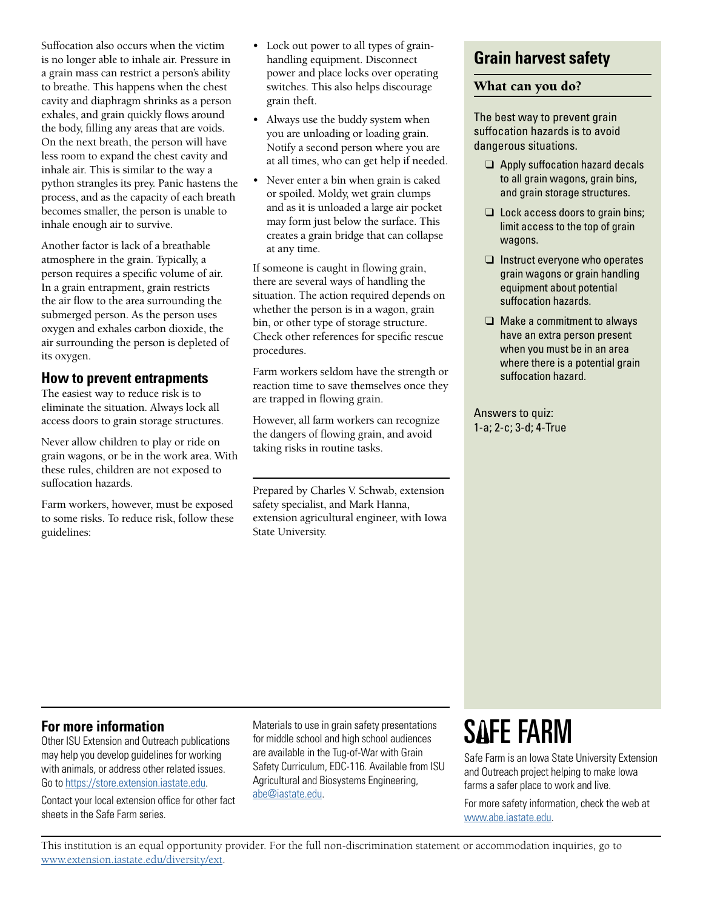Suffocation also occurs when the victim is no longer able to inhale air. Pressure in a grain mass can restrict a person's ability to breathe. This happens when the chest cavity and diaphragm shrinks as a person exhales, and grain quickly flows around the body, filling any areas that are voids. On the next breath, the person will have less room to expand the chest cavity and inhale air. This is similar to the way a python strangles its prey. Panic hastens the process, and as the capacity of each breath becomes smaller, the person is unable to inhale enough air to survive.

Another factor is lack of a breathable atmosphere in the grain. Typically, a person requires a specific volume of air. In a grain entrapment, grain restricts the air flow to the area surrounding the submerged person. As the person uses oxygen and exhales carbon dioxide, the air surrounding the person is depleted of its oxygen.

## How to prevent entrapments

The easiest way to reduce risk is to eliminate the situation. Always lock all access doors to grain storage structures.

Never allow children to play or ride on grain wagons, or be in the work area. With these rules, children are not exposed to suffocation hazards.

Farm workers, however, must be exposed to some risks. To reduce risk, follow these guidelines:

- Lock out power to all types of grain-handling equipment. Disconnect power and place locks over operating switches. This also helps discourage grain theft.
- Always use the buddy system when you are unloading or loading grain. Notify a second person where you are at all times, who can get help if needed.
- Never enter a bin when grain is caked or spoiled. Moldy, wet grain clumps and as it is unloaded a large air pocket may form just below the surface. This creates a grain bridge that can collapse at any time.

If someone is caught in flowing grain, there are several ways of handling the situation. The action required depends on whether the person is in a wagon, grain bin, or other type of storage structure. Check other references for specific rescue procedures.

Farm workers seldom have the strength or reaction time to save themselves once they are trapped in flowing grain.

However, all farm workers can recognize the dangers of flowing grain, and avoid taking risks in routine tasks.

Prepared by Charles V. Schwab, extension safety specialist, and Mark Hanna, extension agricultural engineer, with Iowa State University.

## Grain harvest safety

### What can you do?

The best way to prevent grain suffocation hazards is to avoid dangerous situations.

- ❑ Apply suffocation hazard decals to all grain wagons, grain bins, and grain storage structures.
- ❑ Lock access doors to grain bins; limit access to the top of grain wagons.
- ❑ Instruct everyone who operates grain wagons or grain handling equipment about potential suffocation hazards.
- ❑ Make a commitment to always have an extra person present when you must be in an area where there is a potential grain suffocation hazard.

Answers to quiz:
1-a; 2-c; 3-d; 4-True

## For more information

Other ISU Extension and Outreach publications may help you develop guidelines for working with animals, or address other related issues. Go to https://store.extension.iastate.edu.

Contact your local extension office for other fact sheets in the Safe Farm series.

Materials to use in grain safety presentations for middle school and high school audiences are available in the Tug-of-War with Grain Safety Curriculum, EDC-116. Available from ISU Agricultural and Biosystems Engineering, abe@iastate.edu.

## SAFE FARM

Safe Farm is an Iowa State University Extension and Outreach project helping to make Iowa farms a safer place to work and live.

For more safety information, check the web at www.abe.iastate.edu.

This institution is an equal opportunity provider. For the full non-discrimination statement or accommodation inquiries, go to www.extension.iastate.edu/diversity/ext.